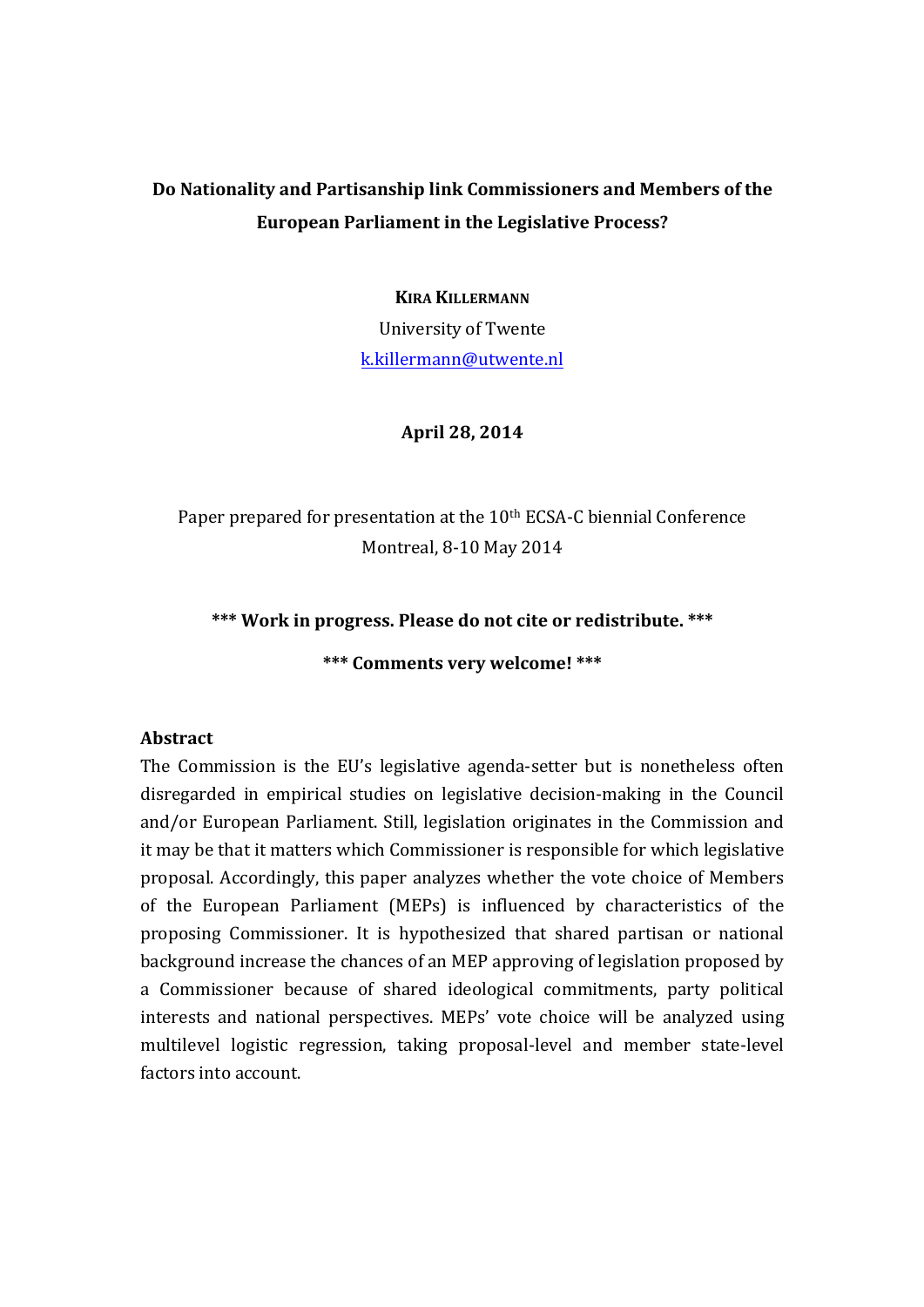# Do Nationality and Partisanship link Commissioners and Members of the European Parliament in the Legislative Process?

**KIRA KILLERMANN**

University of Twente

k.killermann@utwente.nl

**April 28, 2014**

Paper prepared for presentation at the 10th ECSA-C biennial Conference Montreal, 8-10 May 2014

**\*\*\* Work in progress. Please do not cite or redistribute. \*\*\***

**\*\*\* Comments very welcome! \*\*\***

**Abstract**

The Commission is the EU's legislative agenda-setter but is nonetheless often disregarded in empirical studies on legislative decision-making in the Council and/or European Parliament. Still, legislation originates in the Commission and it may be that it matters which Commissioner is responsible for which legislative proposal. Accordingly, this paper analyzes whether the vote choice of Members of the European Parliament (MEPs) is influenced by characteristics of the proposing Commissioner. It is hypothesized that shared partisan or national background increase the chances of an MEP approving of legislation proposed by a Commissioner because of shared ideological commitments, party political interests and national perspectives. MEPs' vote choice will be analyzed using multilevel logistic regression, taking proposal-level and member state-level factors into account.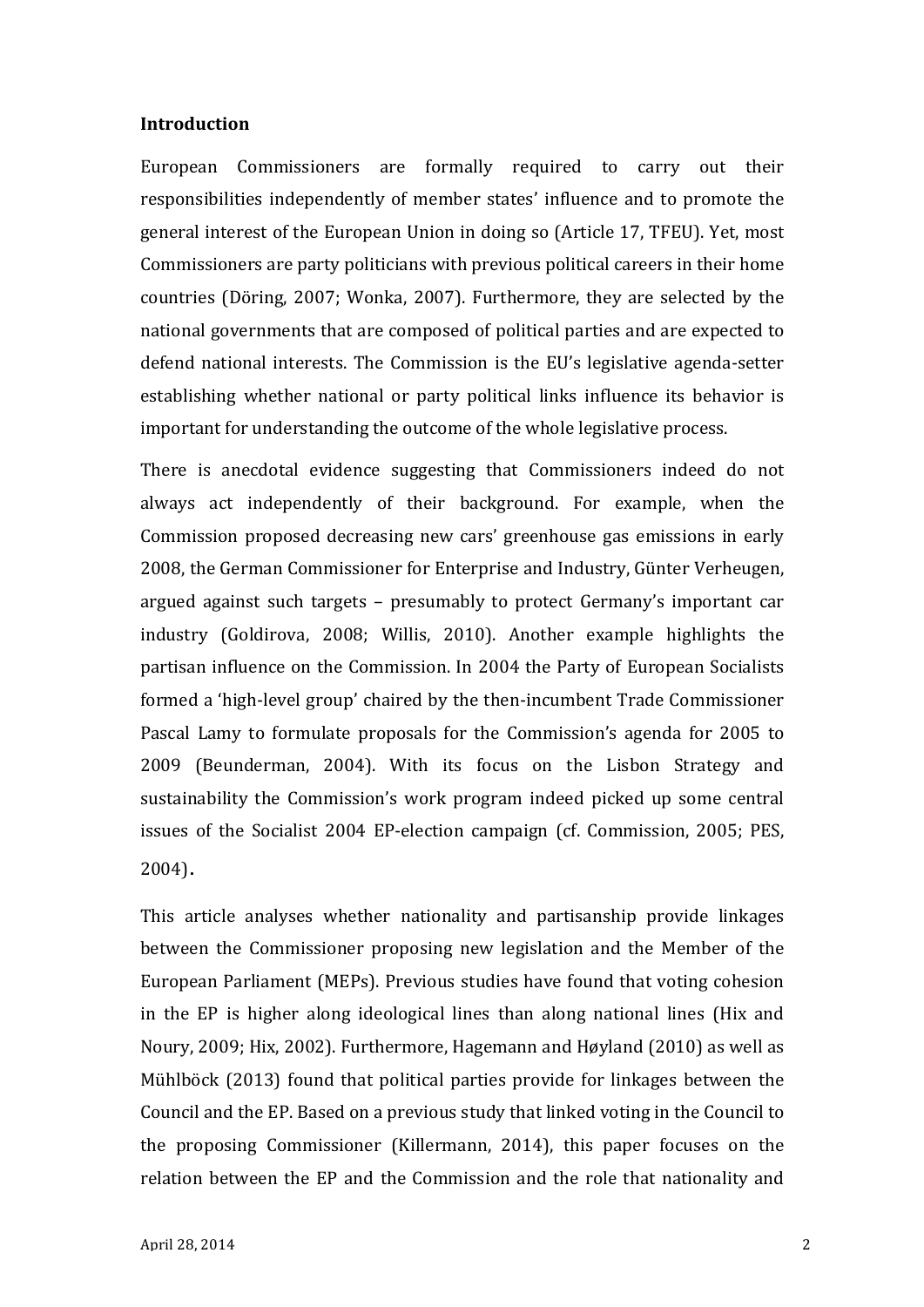**Introduction**

European Commissioners are formally required to carry out their responsibilities independently of member states' influence and to promote the general interest of the European Union in doing so (Article 17, TFEU). Yet, most Commissioners are party politicians with previous political careers in their home countries (Döring, 2007; Wonka, 2007). Furthermore, they are selected by the national governments that are composed of political parties and are expected to defend national interests. The Commission is the EU's legislative agenda-setter establishing whether national or party political links influence its behavior is important for understanding the outcome of the whole legislative process.

There is anecdotal evidence suggesting that Commissioners indeed do not always act independently of their background. For example, when the Commission proposed decreasing new cars' greenhouse gas emissions in early 2008, the German Commissioner for Enterprise and Industry, Günter Verheugen, argued against such targets – presumably to protect Germany's important car industry (Goldirova, 2008; Willis, 2010). Another example highlights the partisan influence on the Commission. In 2004 the Party of European Socialists formed a 'high-level group' chaired by the then-incumbent Trade Commissioner Pascal Lamy to formulate proposals for the Commission's agenda for 2005 to 2009 (Beunderman, 2004). With its focus on the Lisbon Strategy and sustainability the Commission's work program indeed picked up some central issues of the Socialist 2004 EP-election campaign (cf. Commission, 2005; PES, 2004).

This article analyses whether nationality and partisanship provide linkages between the Commissioner proposing new legislation and the Member of the European Parliament (MEPs). Previous studies have found that voting cohesion in the EP is higher along ideological lines than along national lines (Hix and Noury, 2009; Hix, 2002). Furthermore, Hagemann and Høyland (2010) as well as Mühlböck (2013) found that political parties provide for linkages between the Council and the EP. Based on a previous study that linked voting in the Council to the proposing Commissioner (Killermann, 2014), this paper focuses on the relation between the EP and the Commission and the role that nationality and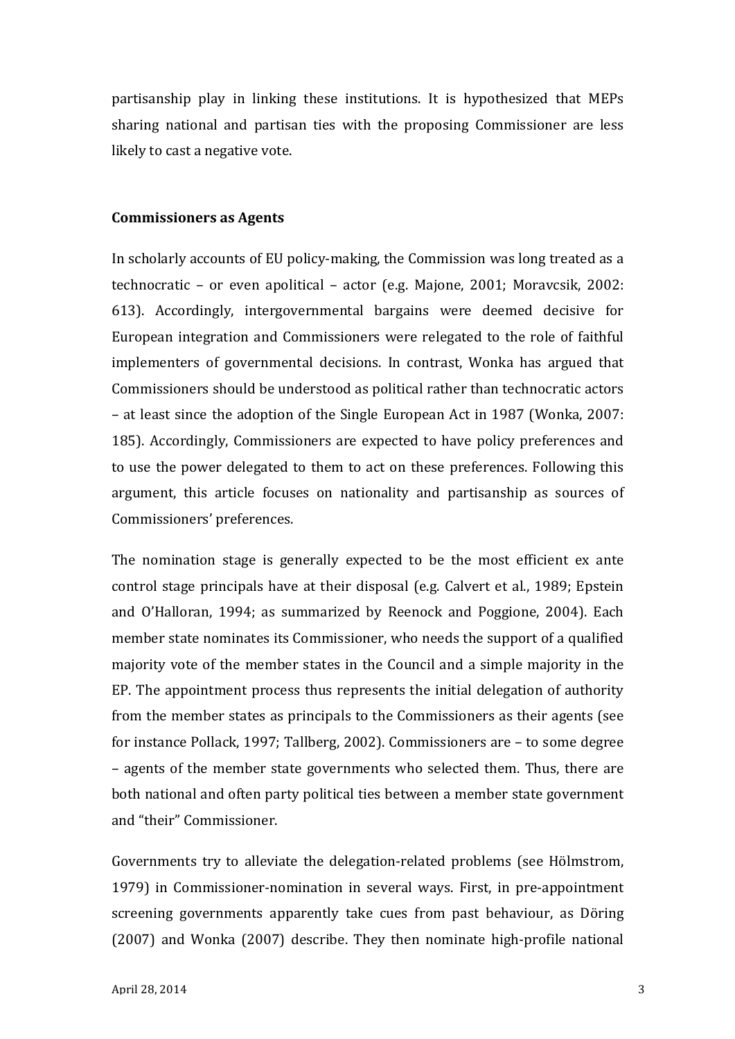partisanship play in linking these institutions. It is hypothesized that MEPs sharing national and partisan ties with the proposing Commissioner are less likely to cast a negative vote.

## Commissioners as Agents

In scholarly accounts of EU policy-making, the Commission was long treated as a technocratic – or even apolitical – actor (e.g. Majone, 2001; Moravcsik, 2002: 613). Accordingly, intergovernmental bargains were deemed decisive for European integration and Commissioners were relegated to the role of faithful implementers of governmental decisions. In contrast, Wonka has argued that Commissioners should be understood as political rather than technocratic actors – at least since the adoption of the Single European Act in 1987 (Wonka, 2007: 185). Accordingly, Commissioners are expected to have policy preferences and to use the power delegated to them to act on these preferences. Following this argument, this article focuses on nationality and partisanship as sources of Commissioners' preferences.

The nomination stage is generally expected to be the most efficient ex ante control stage principals have at their disposal (e.g. Calvert et al., 1989; Epstein and O'Halloran, 1994; as summarized by Reenock and Poggione, 2004). Each member state nominates its Commissioner, who needs the support of a qualified majority vote of the member states in the Council and a simple majority in the EP. The appointment process thus represents the initial delegation of authority from the member states as principals to the Commissioners as their agents (see for instance Pollack, 1997; Tallberg, 2002). Commissioners are – to some degree – agents of the member state governments who selected them. Thus, there are both national and often party political ties between a member state government and "their" Commissioner.

Governments try to alleviate the delegation-related problems (see Hölmstrom, 1979) in Commissioner-nomination in several ways. First, in pre-appointment screening governments apparently take cues from past behaviour, as Döring (2007) and Wonka (2007) describe. They then nominate high-profile national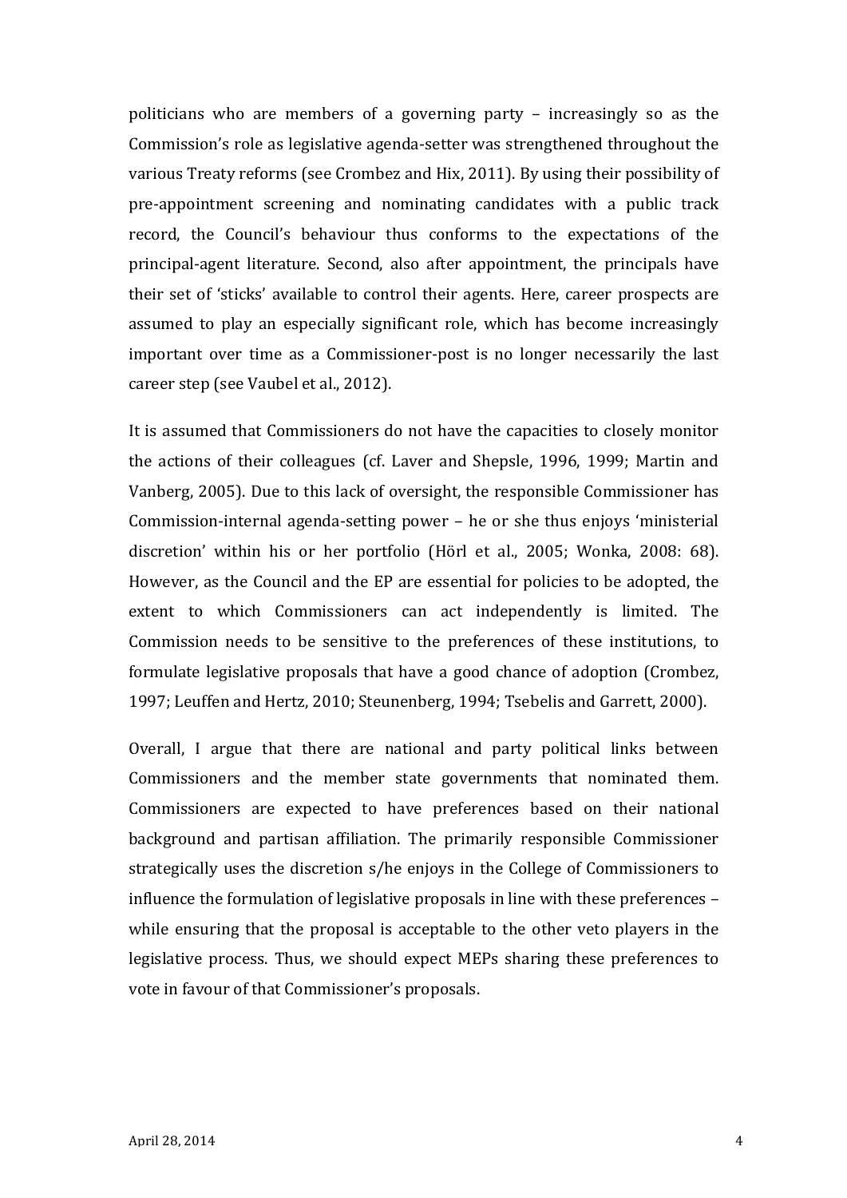politicians who are members of a governing party – increasingly so as the Commission's role as legislative agenda-setter was strengthened throughout the various Treaty reforms (see Crombez and Hix, 2011). By using their possibility of pre-appointment screening and nominating candidates with a public track record, the Council's behaviour thus conforms to the expectations of the principal-agent literature. Second, also after appointment, the principals have their set of 'sticks' available to control their agents. Here, career prospects are assumed to play an especially significant role, which has become increasingly important over time as a Commissioner-post is no longer necessarily the last career step (see Vaubel et al., 2012).

It is assumed that Commissioners do not have the capacities to closely monitor the actions of their colleagues (cf. Laver and Shepsle, 1996, 1999; Martin and Vanberg, 2005). Due to this lack of oversight, the responsible Commissioner has Commission-internal agenda-setting power – he or she thus enjoys 'ministerial discretion' within his or her portfolio (Hörl et al., 2005; Wonka, 2008: 68). However, as the Council and the EP are essential for policies to be adopted, the extent to which Commissioners can act independently is limited. The Commission needs to be sensitive to the preferences of these institutions, to formulate legislative proposals that have a good chance of adoption (Crombez, 1997; Leuffen and Hertz, 2010; Steunenberg, 1994; Tsebelis and Garrett, 2000).

Overall, I argue that there are national and party political links between Commissioners and the member state governments that nominated them. Commissioners are expected to have preferences based on their national background and partisan affiliation. The primarily responsible Commissioner strategically uses the discretion s/he enjoys in the College of Commissioners to influence the formulation of legislative proposals in line with these preferences – while ensuring that the proposal is acceptable to the other veto players in the legislative process. Thus, we should expect MEPs sharing these preferences to vote in favour of that Commissioner's proposals.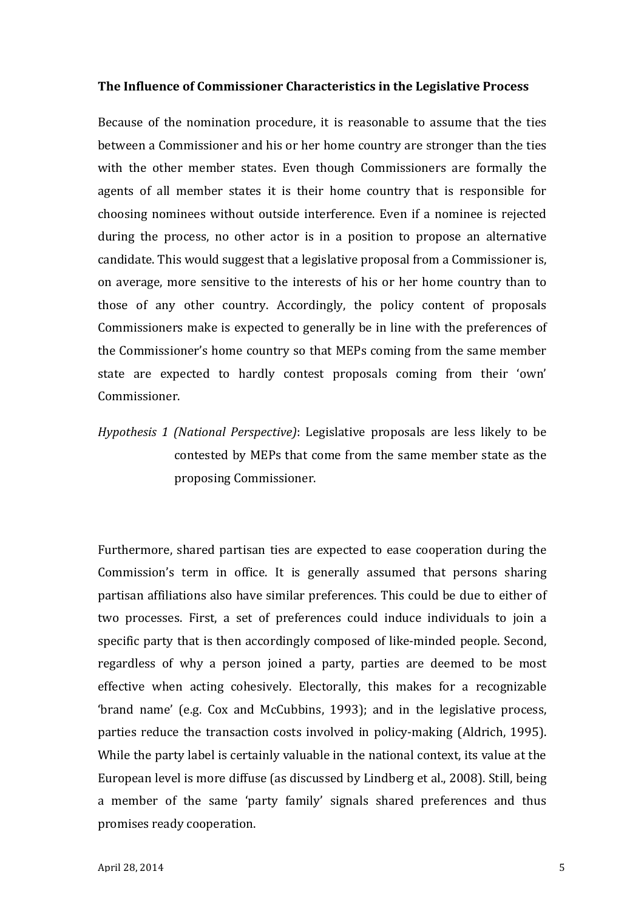### The Influence of Commissioner Characteristics in the Legislative Process

Because of the nomination procedure, it is reasonable to assume that the ties between a Commissioner and his or her home country are stronger than the ties with the other member states. Even though Commissioners are formally the agents of all member states it is their home country that is responsible for choosing nominees without outside interference. Even if a nominee is rejected during the process, no other actor is in a position to propose an alternative candidate. This would suggest that a legislative proposal from a Commissioner is, on average, more sensitive to the interests of his or her home country than to those of any other country. Accordingly, the policy content of proposals Commissioners make is expected to generally be in line with the preferences of the Commissioner's home country so that MEPs coming from the same member state are expected to hardly contest proposals coming from their 'own' Commissioner.

*Hypothesis 1 (National Perspective)*: Legislative proposals are less likely to be contested by MEPs that come from the same member state as the proposing Commissioner.

Furthermore, shared partisan ties are expected to ease cooperation during the Commission's term in office. It is generally assumed that persons sharing partisan affiliations also have similar preferences. This could be due to either of two processes. First, a set of preferences could induce individuals to join a specific party that is then accordingly composed of like-minded people. Second, regardless of why a person joined a party, parties are deemed to be most effective when acting cohesively. Electorally, this makes for a recognizable 'brand name' (e.g. Cox and McCubbins, 1993); and in the legislative process, parties reduce the transaction costs involved in policy-making (Aldrich, 1995). While the party label is certainly valuable in the national context, its value at the European level is more diffuse (as discussed by Lindberg et al., 2008). Still, being a member of the same 'party family' signals shared preferences and thus promises ready cooperation.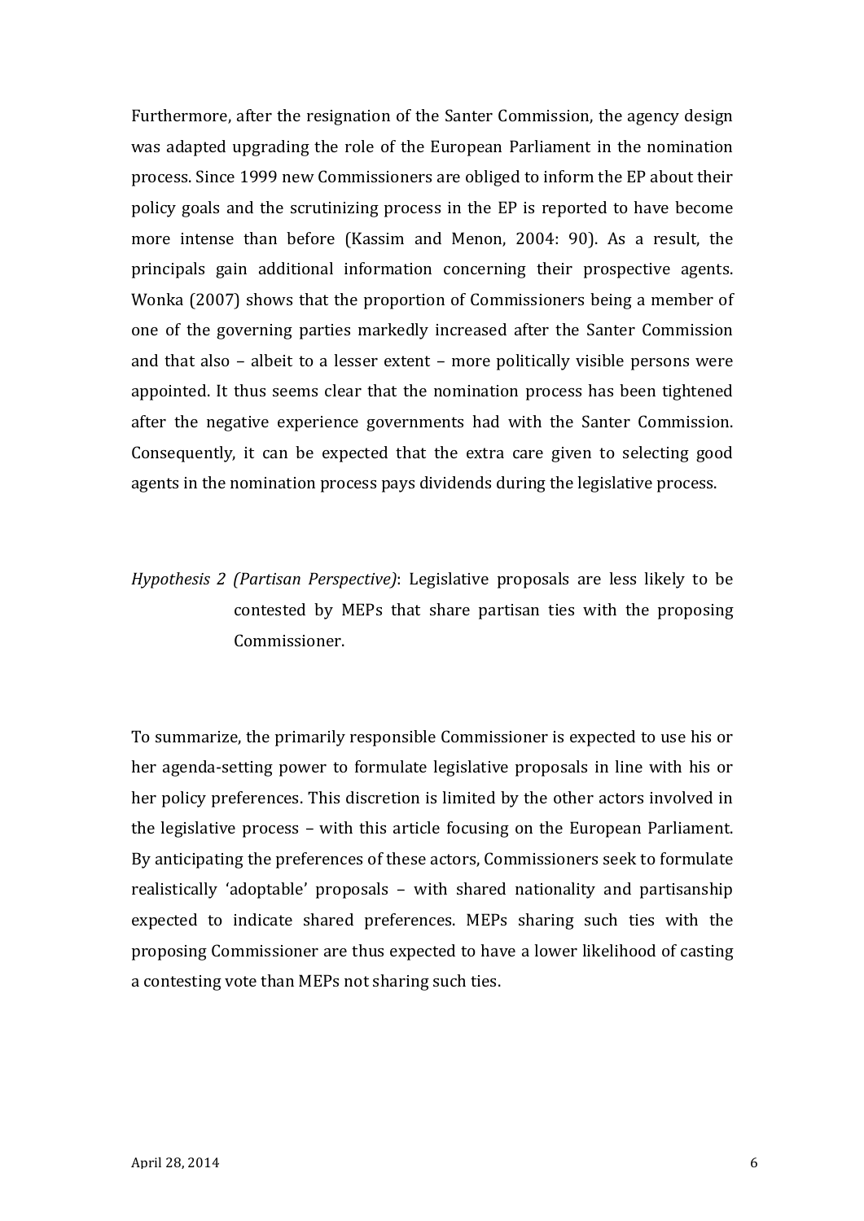Furthermore, after the resignation of the Santer Commission, the agency design was adapted upgrading the role of the European Parliament in the nomination process. Since 1999 new Commissioners are obliged to inform the EP about their policy goals and the scrutinizing process in the EP is reported to have become more intense than before (Kassim and Menon, 2004: 90). As a result, the principals gain additional information concerning their prospective agents. Wonka (2007) shows that the proportion of Commissioners being a member of one of the governing parties markedly increased after the Santer Commission and that also – albeit to a lesser extent – more politically visible persons were appointed. It thus seems clear that the nomination process has been tightened after the negative experience governments had with the Santer Commission. Consequently, it can be expected that the extra care given to selecting good agents in the nomination process pays dividends during the legislative process.

*Hypothesis 2 (Partisan Perspective)*: Legislative proposals are less likely to be contested by MEPs that share partisan ties with the proposing Commissioner.

To summarize, the primarily responsible Commissioner is expected to use his or her agenda-setting power to formulate legislative proposals in line with his or her policy preferences. This discretion is limited by the other actors involved in the legislative process – with this article focusing on the European Parliament. By anticipating the preferences of these actors, Commissioners seek to formulate realistically 'adoptable' proposals – with shared nationality and partisanship expected to indicate shared preferences. MEPs sharing such ties with the proposing Commissioner are thus expected to have a lower likelihood of casting a contesting vote than MEPs not sharing such ties.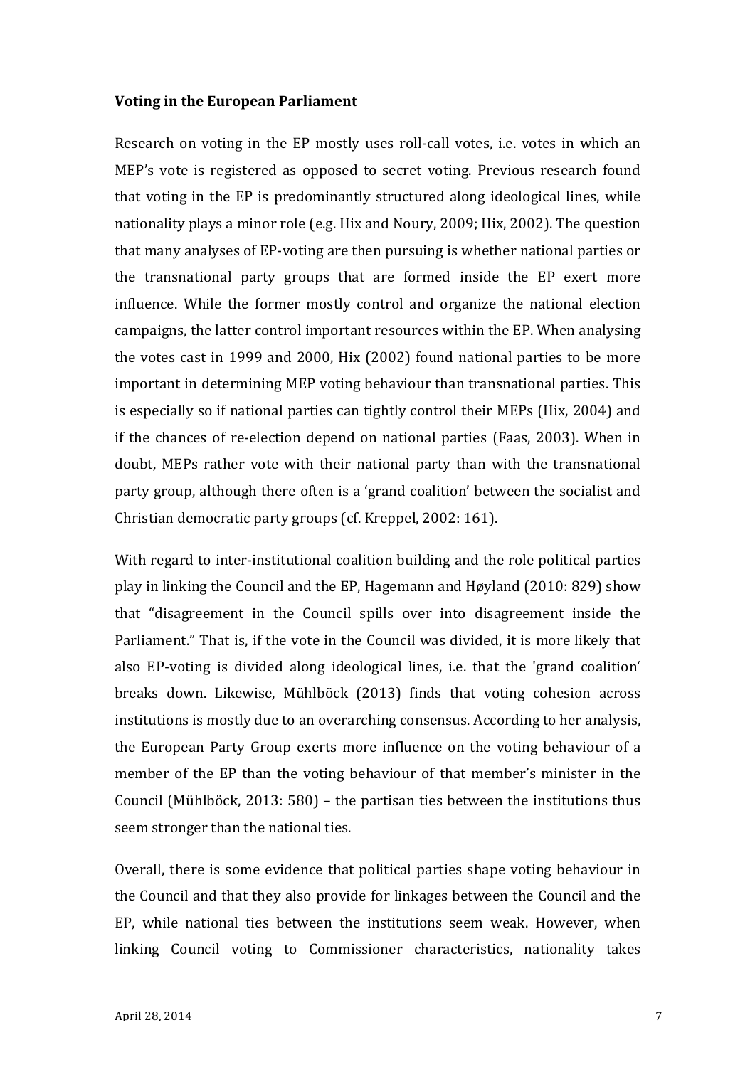**Voting in the European Parliament**

Research on voting in the EP mostly uses roll-call votes, i.e. votes in which an MEP's vote is registered as opposed to secret voting. Previous research found that voting in the EP is predominantly structured along ideological lines, while nationality plays a minor role (e.g. Hix and Noury, 2009; Hix, 2002). The question that many analyses of EP-voting are then pursuing is whether national parties or the transnational party groups that are formed inside the EP exert more influence. While the former mostly control and organize the national election campaigns, the latter control important resources within the EP. When analysing the votes cast in 1999 and 2000, Hix (2002) found national parties to be more important in determining MEP voting behaviour than transnational parties. This is especially so if national parties can tightly control their MEPs (Hix, 2004) and if the chances of re-election depend on national parties (Faas, 2003). When in doubt, MEPs rather vote with their national party than with the transnational party group, although there often is a 'grand coalition' between the socialist and Christian democratic party groups (cf. Kreppel, 2002: 161).

With regard to inter-institutional coalition building and the role political parties play in linking the Council and the EP, Hagemann and Høyland (2010: 829) show that "disagreement in the Council spills over into disagreement inside the Parliament." That is, if the vote in the Council was divided, it is more likely that also EP-voting is divided along ideological lines, i.e. that the 'grand coalition' breaks down. Likewise, Mühlböck (2013) finds that voting cohesion across institutions is mostly due to an overarching consensus. According to her analysis, the European Party Group exerts more influence on the voting behaviour of a member of the EP than the voting behaviour of that member's minister in the Council (Mühlböck, 2013: 580) – the partisan ties between the institutions thus seem stronger than the national ties.

Overall, there is some evidence that political parties shape voting behaviour in the Council and that they also provide for linkages between the Council and the EP, while national ties between the institutions seem weak. However, when linking Council voting to Commissioner characteristics, nationality takes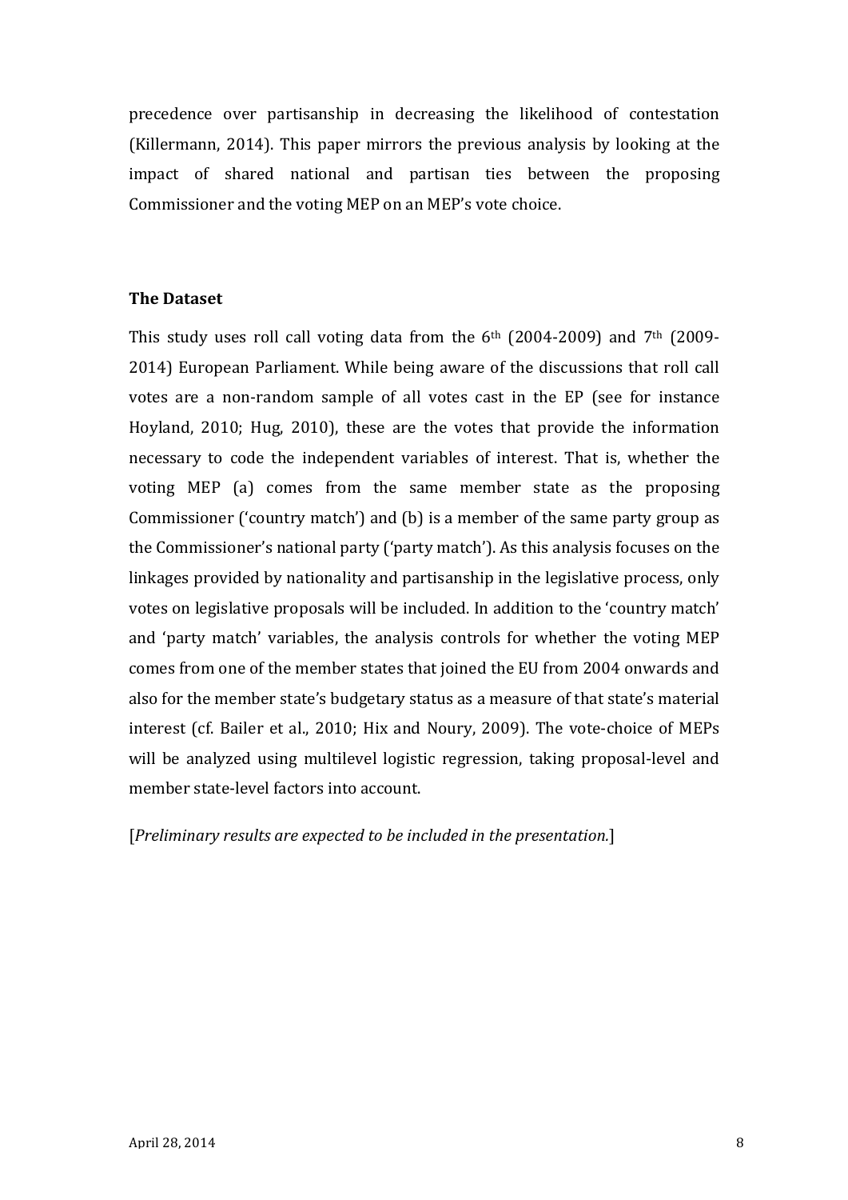precedence over partisanship in decreasing the likelihood of contestation (Killermann, 2014). This paper mirrors the previous analysis by looking at the impact of shared national and partisan ties between the proposing Commissioner and the voting MEP on an MEP's vote choice.

### The Dataset

This study uses roll call voting data from the 6th (2004-2009) and 7th (2009-2014) European Parliament. While being aware of the discussions that roll call votes are a non-random sample of all votes cast in the EP (see for instance Hoyland, 2010; Hug, 2010), these are the votes that provide the information necessary to code the independent variables of interest. That is, whether the voting MEP (a) comes from the same member state as the proposing Commissioner ('country match') and (b) is a member of the same party group as the Commissioner's national party ('party match'). As this analysis focuses on the linkages provided by nationality and partisanship in the legislative process, only votes on legislative proposals will be included. In addition to the 'country match' and 'party match' variables, the analysis controls for whether the voting MEP comes from one of the member states that joined the EU from 2004 onwards and also for the member state's budgetary status as a measure of that state's material interest (cf. Bailer et al., 2010; Hix and Noury, 2009). The vote-choice of MEPs will be analyzed using multilevel logistic regression, taking proposal-level and member state-level factors into account.

[*Preliminary results are expected to be included in the presentation.*]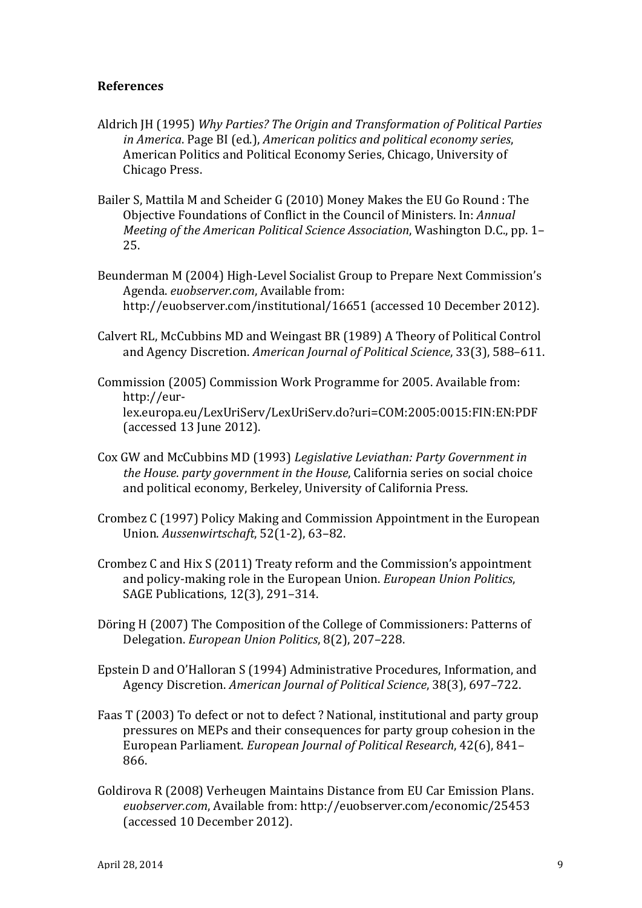**References**

Aldrich JH (1995) *Why Parties? The Origin and Transformation of Political Parties in America*. Page BI (ed.), *American politics and political economy series*, American Politics and Political Economy Series, Chicago, University of Chicago Press.

Bailer S, Mattila M and Scheider G (2010) Money Makes the EU Go Round : The Objective Foundations of Conflict in the Council of Ministers. In: *Annual Meeting of the American Political Science Association*, Washington D.C., pp. 1–25.

Beunderman M (2004) High-Level Socialist Group to Prepare Next Commission's Agenda. *euobserver.com*, Available from: http://euobserver.com/institutional/16651 (accessed 10 December 2012).

Calvert RL, McCubbins MD and Weingast BR (1989) A Theory of Political Control and Agency Discretion. *American Journal of Political Science*, 33(3), 588–611.

Commission (2005) Commission Work Programme for 2005. Available from: http://eur-lex.europa.eu/LexUriServ/LexUriServ.do?uri=COM:2005:0015:FIN:EN:PDF (accessed 13 June 2012).

Cox GW and McCubbins MD (1993) *Legislative Leviathan: Party Government in the House*. *party government in the House*, California series on social choice and political economy, Berkeley, University of California Press.

Crombez C (1997) Policy Making and Commission Appointment in the European Union. *Aussenwirtschaft*, 52(1-2), 63–82.

Crombez C and Hix S (2011) Treaty reform and the Commission's appointment and policy-making role in the European Union. *European Union Politics*, SAGE Publications, 12(3), 291–314.

Döring H (2007) The Composition of the College of Commissioners: Patterns of Delegation. *European Union Politics*, 8(2), 207–228.

Epstein D and O'Halloran S (1994) Administrative Procedures, Information, and Agency Discretion. *American Journal of Political Science*, 38(3), 697–722.

Faas T (2003) To defect or not to defect ? National, institutional and party group pressures on MEPs and their consequences for party group cohesion in the European Parliament. *European Journal of Political Research*, 42(6), 841–866.

Goldirova R (2008) Verheugen Maintains Distance from EU Car Emission Plans. *euobserver.com*, Available from: http://euobserver.com/economic/25453 (accessed 10 December 2012).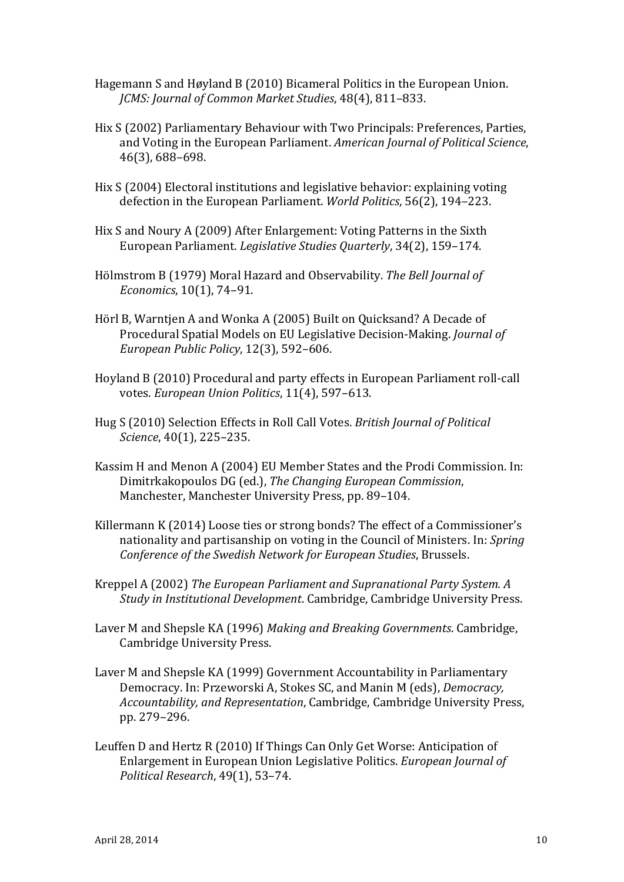Hagemann S and Høyland B (2010) Bicameral Politics in the European Union. *JCMS: Journal of Common Market Studies*, 48(4), 811–833.

Hix S (2002) Parliamentary Behaviour with Two Principals: Preferences, Parties, and Voting in the European Parliament. *American Journal of Political Science*, 46(3), 688–698.

Hix S (2004) Electoral institutions and legislative behavior: explaining voting defection in the European Parliament. *World Politics*, 56(2), 194–223.

Hix S and Noury A (2009) After Enlargement: Voting Patterns in the Sixth European Parliament. *Legislative Studies Quarterly*, 34(2), 159–174.

Hölmstrom B (1979) Moral Hazard and Observability. *The Bell Journal of Economics*, 10(1), 74–91.

Hörl B, Warntjen A and Wonka A (2005) Built on Quicksand? A Decade of Procedural Spatial Models on EU Legislative Decision-Making. *Journal of European Public Policy*, 12(3), 592–606.

Hoyland B (2010) Procedural and party effects in European Parliament roll-call votes. *European Union Politics*, 11(4), 597–613.

Hug S (2010) Selection Effects in Roll Call Votes. *British Journal of Political Science*, 40(1), 225–235.

Kassim H and Menon A (2004) EU Member States and the Prodi Commission. In: Dimitrkakopoulos DG (ed.), *The Changing European Commission*, Manchester, Manchester University Press, pp. 89–104.

Killermann K (2014) Loose ties or strong bonds? The effect of a Commissioner's nationality and partisanship on voting in the Council of Ministers. In: *Spring Conference of the Swedish Network for European Studies*, Brussels.

Kreppel A (2002) *The European Parliament and Supranational Party System. A Study in Institutional Development*. Cambridge, Cambridge University Press.

Laver M and Shepsle KA (1996) *Making and Breaking Governments*. Cambridge, Cambridge University Press.

Laver M and Shepsle KA (1999) Government Accountability in Parliamentary Democracy. In: Przeworski A, Stokes SC, and Manin M (eds), *Democracy, Accountability, and Representation*, Cambridge, Cambridge University Press, pp. 279–296.

Leuffen D and Hertz R (2010) If Things Can Only Get Worse: Anticipation of Enlargement in European Union Legislative Politics. *European Journal of Political Research*, 49(1), 53–74.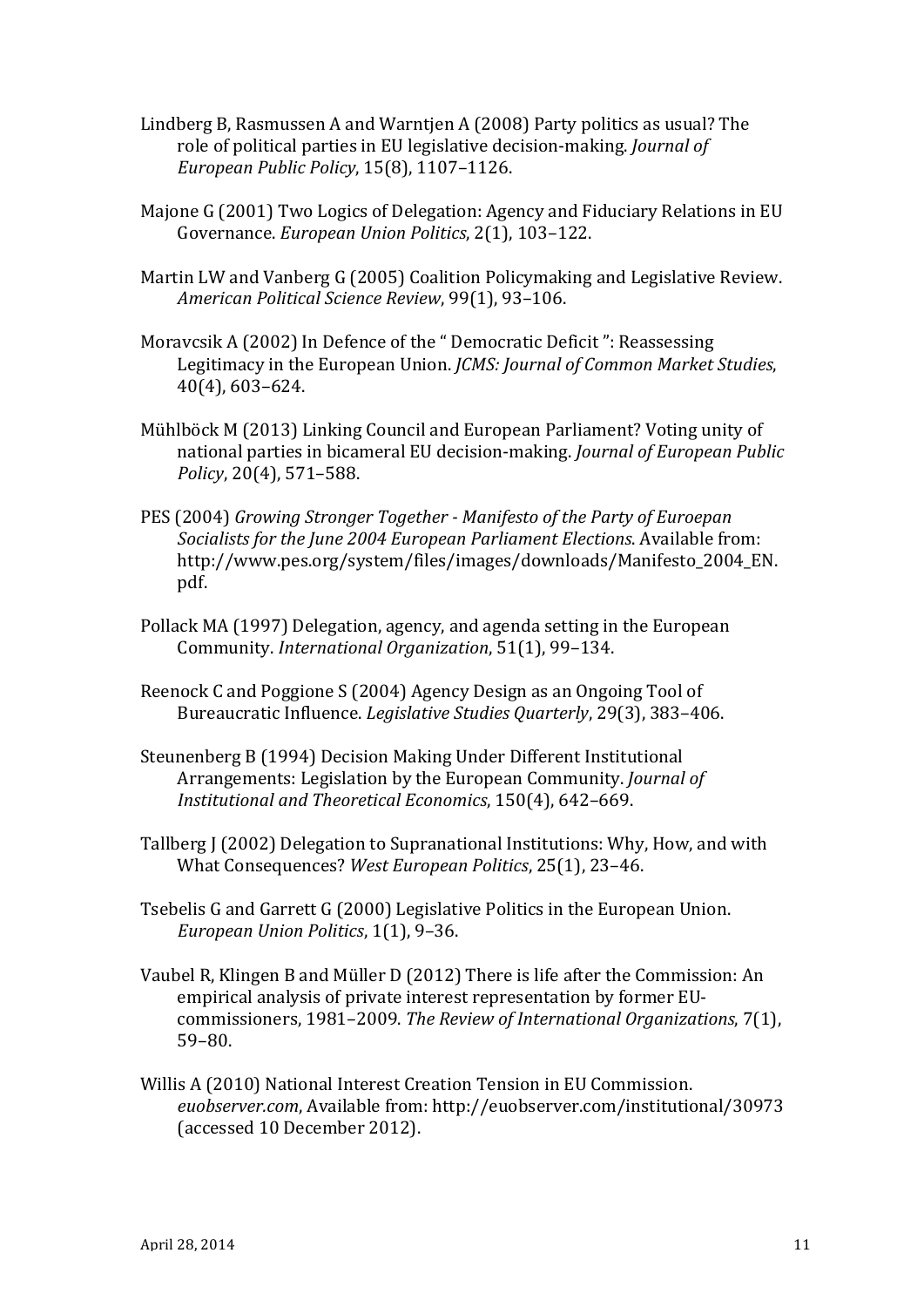Lindberg B, Rasmussen A and Warntjen A (2008) Party politics as usual? The role of political parties in EU legislative decision-making. *Journal of European Public Policy*, 15(8), 1107–1126.

Majone G (2001) Two Logics of Delegation: Agency and Fiduciary Relations in EU Governance. *European Union Politics*, 2(1), 103–122.

Martin LW and Vanberg G (2005) Coalition Policymaking and Legislative Review. *American Political Science Review*, 99(1), 93–106.

Moravcsik A (2002) In Defence of the " Democratic Deficit ": Reassessing Legitimacy in the European Union. *JCMS: Journal of Common Market Studies*, 40(4), 603–624.

Mühlböck M (2013) Linking Council and European Parliament? Voting unity of national parties in bicameral EU decision-making. *Journal of European Public Policy*, 20(4), 571–588.

PES (2004) *Growing Stronger Together - Manifesto of the Party of Euroepan Socialists for the June 2004 European Parliament Elections*. Available from: http://www.pes.org/system/files/images/downloads/Manifesto_2004_EN.pdf.

Pollack MA (1997) Delegation, agency, and agenda setting in the European Community. *International Organization*, 51(1), 99–134.

Reenock C and Poggione S (2004) Agency Design as an Ongoing Tool of Bureaucratic Influence. *Legislative Studies Quarterly*, 29(3), 383–406.

Steunenberg B (1994) Decision Making Under Different Institutional Arrangements: Legislation by the European Community. *Journal of Institutional and Theoretical Economics*, 150(4), 642–669.

Tallberg J (2002) Delegation to Supranational Institutions: Why, How, and with What Consequences? *West European Politics*, 25(1), 23–46.

Tsebelis G and Garrett G (2000) Legislative Politics in the European Union. *European Union Politics*, 1(1), 9–36.

Vaubel R, Klingen B and Müller D (2012) There is life after the Commission: An empirical analysis of private interest representation by former EU-commissioners, 1981–2009. *The Review of International Organizations*, 7(1), 59–80.

Willis A (2010) National Interest Creation Tension in EU Commission. *euobserver.com*, Available from: http://euobserver.com/institutional/30973 (accessed 10 December 2012).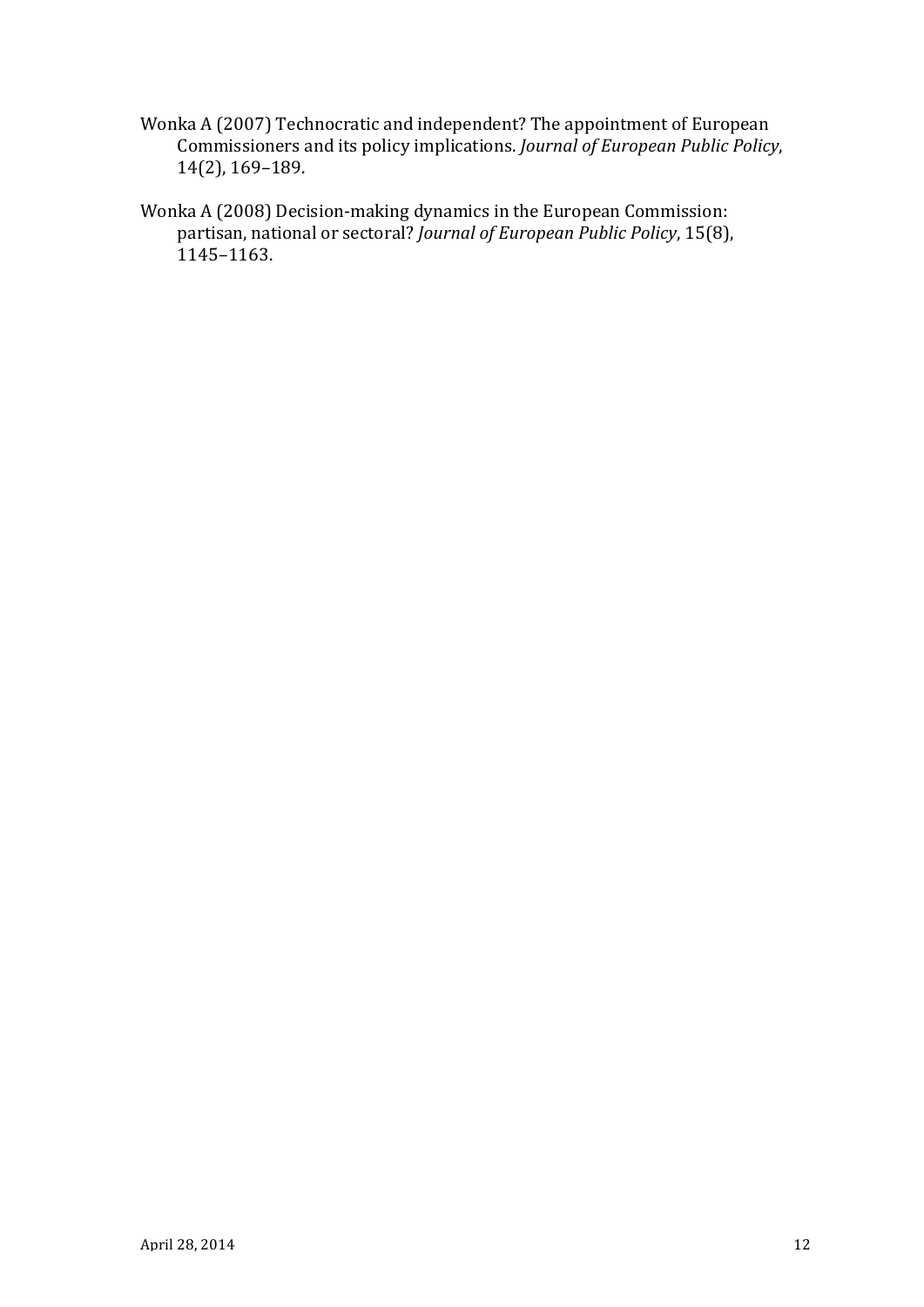Wonka A (2007) Technocratic and independent? The appointment of European Commissioners and its policy implications. *Journal of European Public Policy*, 14(2), 169–189.

Wonka A (2008) Decision-making dynamics in the European Commission: partisan, national or sectoral? *Journal of European Public Policy*, 15(8), 1145–1163.